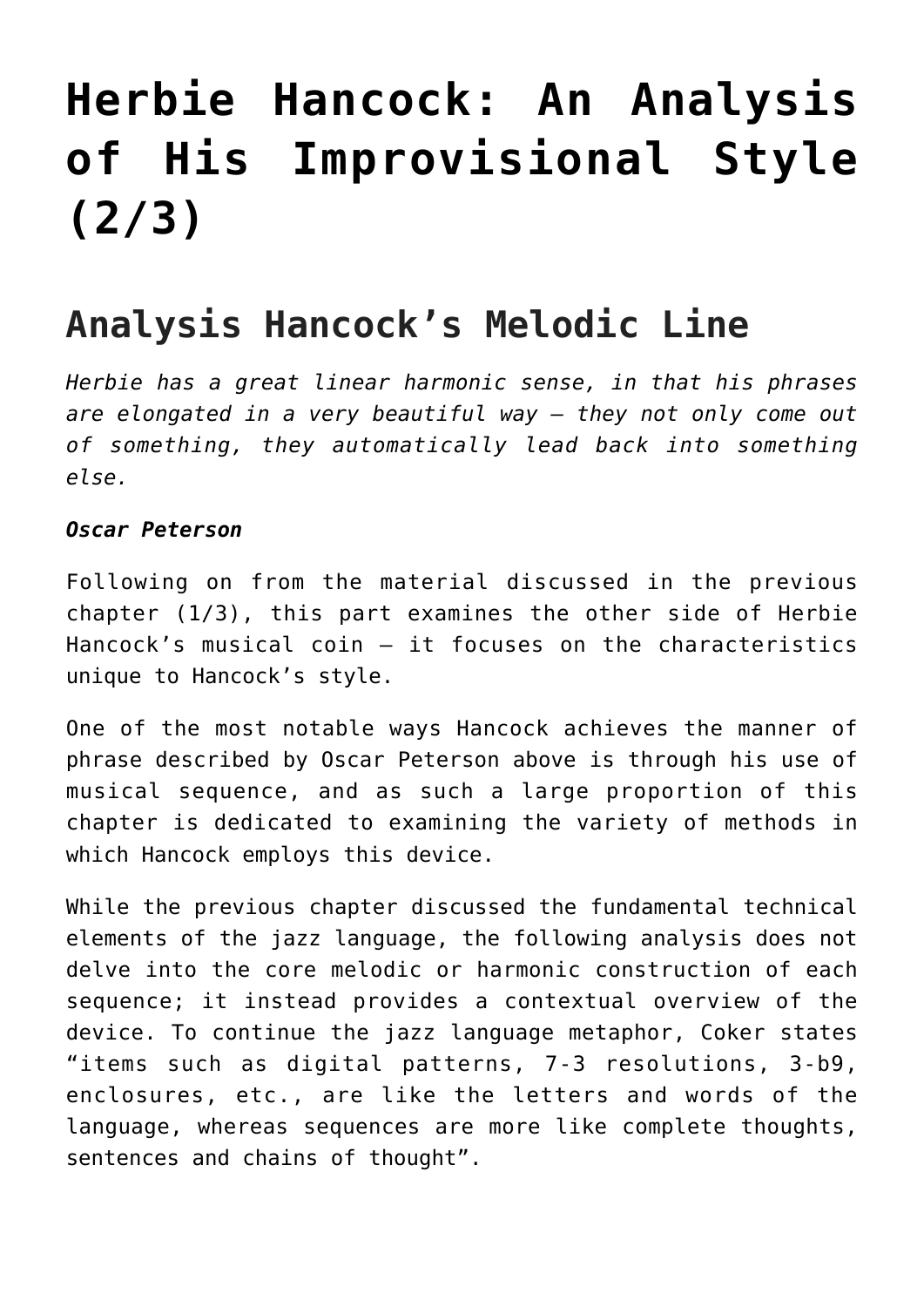# Herbie Hancock: An Analysis of His Improvisional Style (2/3)

## Analysis Hancock's Melodic Line

*Herbie has a great linear harmonic sense, in that his phrases are elongated in a very beautiful way – they not only come out of something, they automatically lead back into something else.*

***Oscar Peterson***

Following on from the material discussed in the previous chapter (1/3), this part examines the other side of Herbie Hancock's musical coin – it focuses on the characteristics unique to Hancock's style.

One of the most notable ways Hancock achieves the manner of phrase described by Oscar Peterson above is through his use of musical sequence, and as such a large proportion of this chapter is dedicated to examining the variety of methods in which Hancock employs this device.

While the previous chapter discussed the fundamental technical elements of the jazz language, the following analysis does not delve into the core melodic or harmonic construction of each sequence; it instead provides a contextual overview of the device. To continue the jazz language metaphor, Coker states "items such as digital patterns, 7-3 resolutions, 3-b9, enclosures, etc., are like the letters and words of the language, whereas sequences are more like complete thoughts, sentences and chains of thought".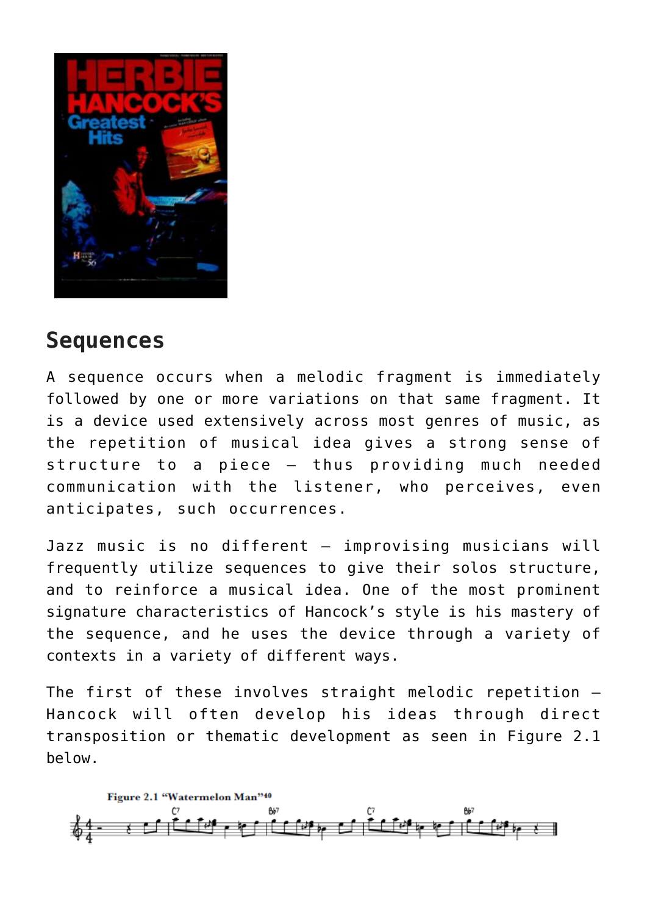## Sequences

A sequence occurs when a melodic fragment is immediately followed by one or more variations on that same fragment. It is a device used extensively across most genres of music, as the repetition of musical idea gives a strong sense of structure to a piece – thus providing much needed communication with the listener, who perceives, even anticipates, such occurrences.

Jazz music is no different – improvising musicians will frequently utilize sequences to give their solos structure, and to reinforce a musical idea. One of the most prominent signature characteristics of Hancock's style is his mastery of the sequence, and he uses the device through a variety of contexts in a variety of different ways.

The first of these involves straight melodic repetition – Hancock will often develop his ideas through direct transposition or thematic development as seen in Figure 2.1 below.

**Figure 2.1 "Watermelon Man"**[40]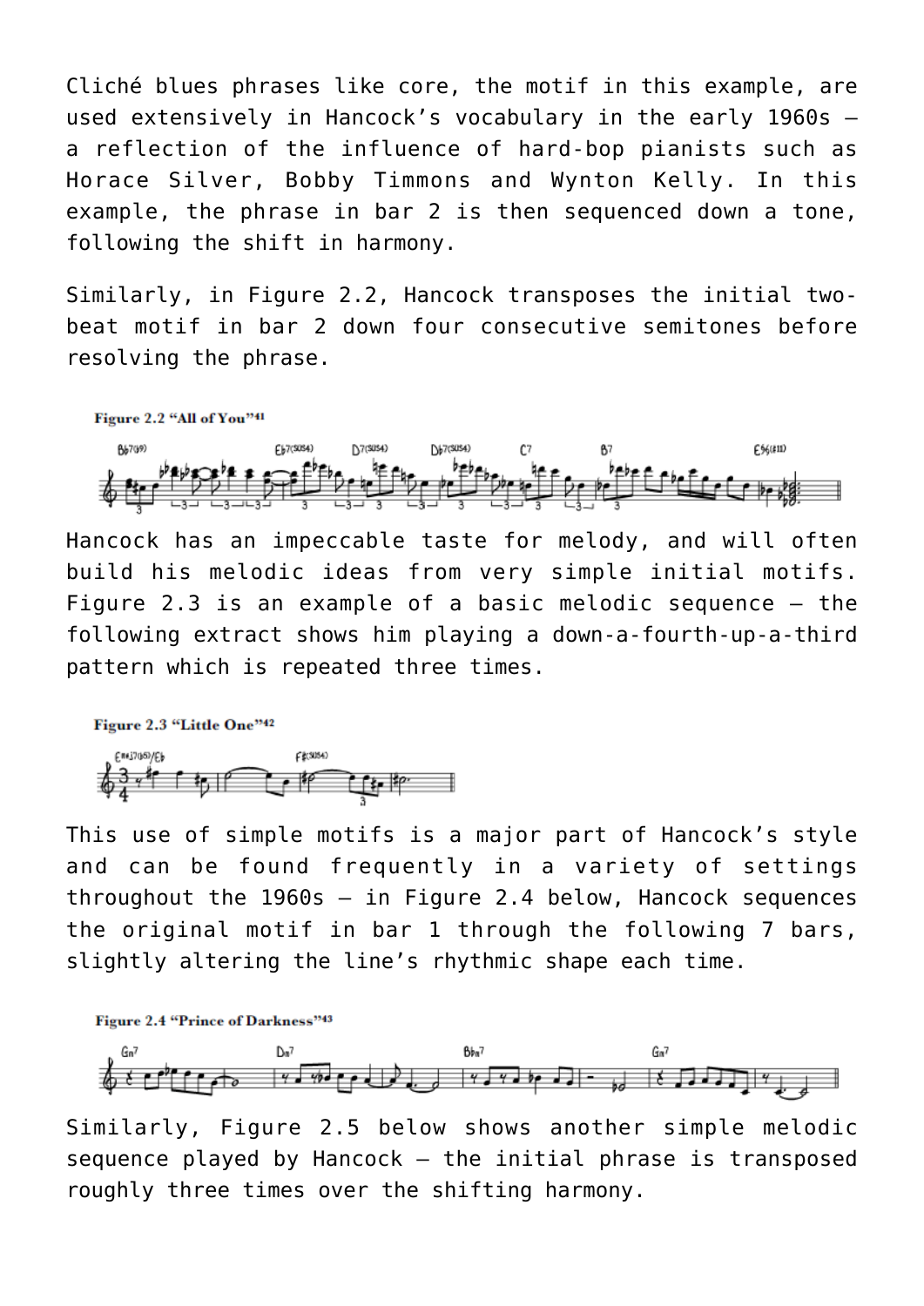Cliché blues phrases like core, the motif in this example, are used extensively in Hancock's vocabulary in the early 1960s – a reflection of the influence of hard-bop pianists such as Horace Silver, Bobby Timmons and Wynton Kelly. In this example, the phrase in bar 2 is then sequenced down a tone, following the shift in harmony.

Similarly, in Figure 2.2, Hancock transposes the initial two-beat motif in bar 2 down four consecutive semitones before resolving the phrase.

**Figure 2.2 "All of You"[41]**

Hancock has an impeccable taste for melody, and will often build his melodic ideas from very simple initial motifs. Figure 2.3 is an example of a basic melodic sequence – the following extract shows him playing a down-a-fourth-up-a-third pattern which is repeated three times.

**Figure 2.3 "Little One"[42]**

This use of simple motifs is a major part of Hancock's style and can be found frequently in a variety of settings throughout the 1960s – in Figure 2.4 below, Hancock sequences the original motif in bar 1 through the following 7 bars, slightly altering the line's rhythmic shape each time.

**Figure 2.4 "Prince of Darkness"[43]**

Similarly, Figure 2.5 below shows another simple melodic sequence played by Hancock – the initial phrase is transposed roughly three times over the shifting harmony.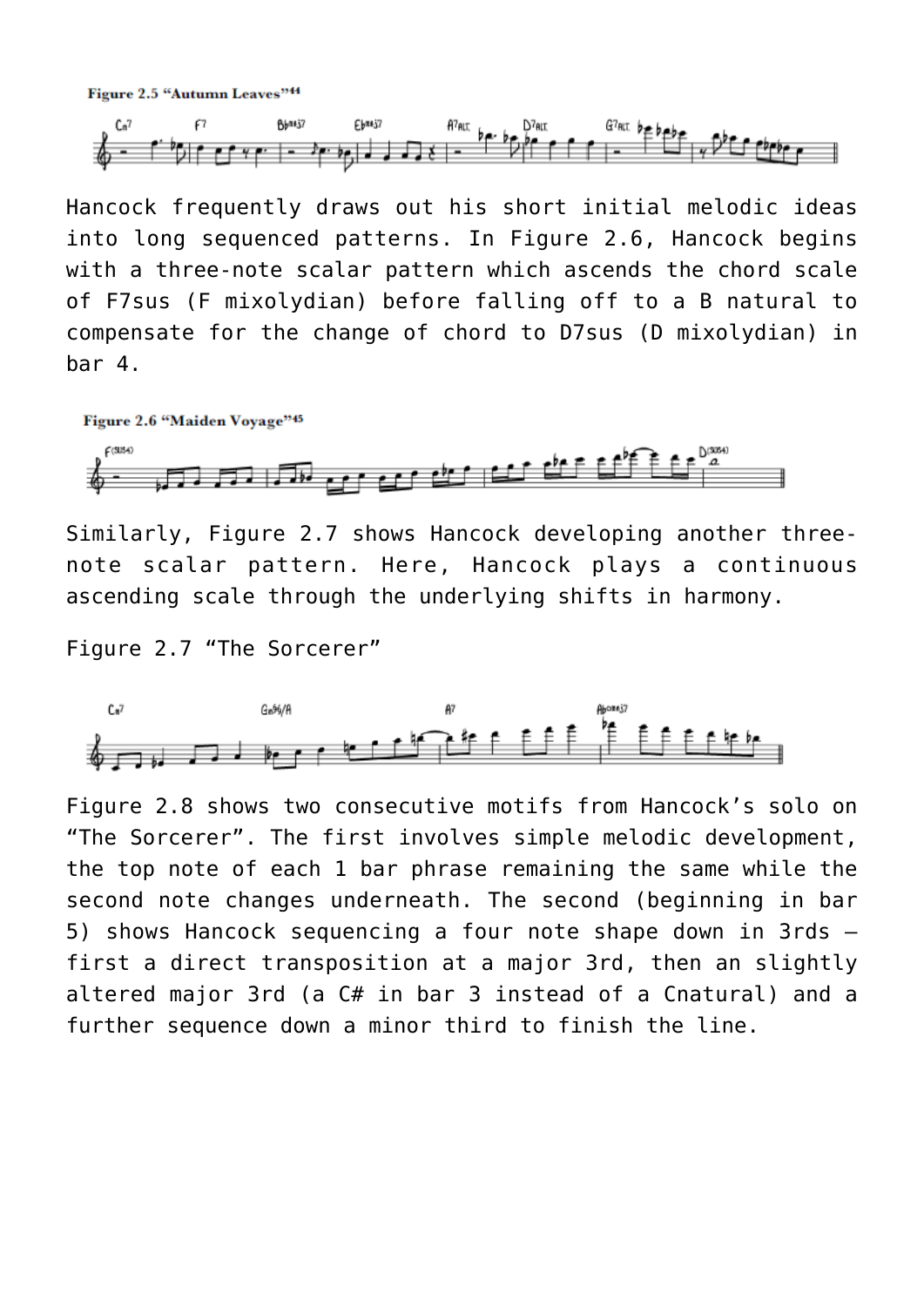**Figure 2.5 "Autumn Leaves"[44]**

Hancock frequently draws out his short initial melodic ideas into long sequenced patterns. In Figure 2.6, Hancock begins with a three-note scalar pattern which ascends the chord scale of F7sus (F mixolydian) before falling off to a B natural to compensate for the change of chord to D7sus (D mixolydian) in bar 4.

**Figure 2.6 "Maiden Voyage"[45]**

Similarly, Figure 2.7 shows Hancock developing another three-note scalar pattern. Here, Hancock plays a continuous ascending scale through the underlying shifts in harmony.

Figure 2.7 "The Sorcerer"

Figure 2.8 shows two consecutive motifs from Hancock's solo on "The Sorcerer". The first involves simple melodic development, the top note of each 1 bar phrase remaining the same while the second note changes underneath. The second (beginning in bar 5) shows Hancock sequencing a four note shape down in 3rds – first a direct transposition at a major 3rd, then an slightly altered major 3rd (a C# in bar 3 instead of a Cnatural) and a further sequence down a minor third to finish the line.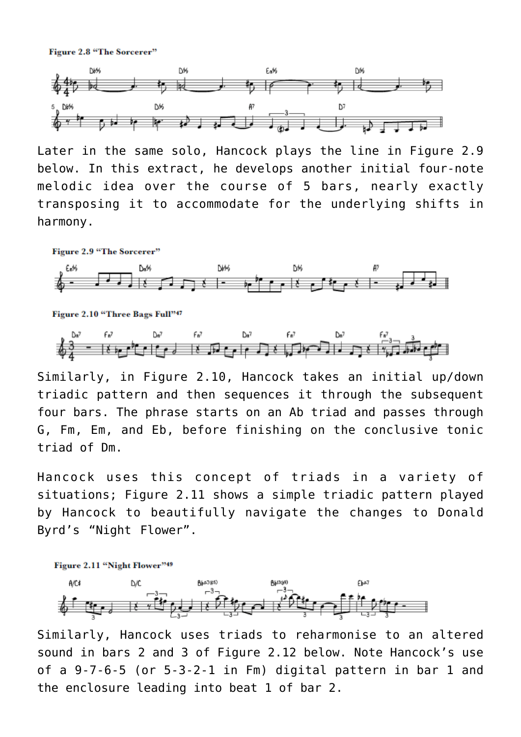**Figure 2.8 "The Sorcerer"**

Later in the same solo, Hancock plays the line in Figure 2.9 below. In this extract, he develops another initial four-note melodic idea over the course of 5 bars, nearly exactly transposing it to accommodate for the underlying shifts in harmony.

**Figure 2.9 "The Sorcerer"**

**Figure 2.10 "Three Bags Full"[47]**

Similarly, in Figure 2.10, Hancock takes an initial up/down triadic pattern and then sequences it through the subsequent four bars. The phrase starts on an Ab triad and passes through G, Fm, Em, and Eb, before finishing on the conclusive tonic triad of Dm.

Hancock uses this concept of triads in a variety of situations; Figure 2.11 shows a simple triadic pattern played by Hancock to beautifully navigate the changes to Donald Byrd's "Night Flower".

**Figure 2.11 "Night Flower"[49]**

Similarly, Hancock uses triads to reharmonise to an altered sound in bars 2 and 3 of Figure 2.12 below. Note Hancock's use of a 9-7-6-5 (or 5-3-2-1 in Fm) digital pattern in bar 1 and the enclosure leading into beat 1 of bar 2.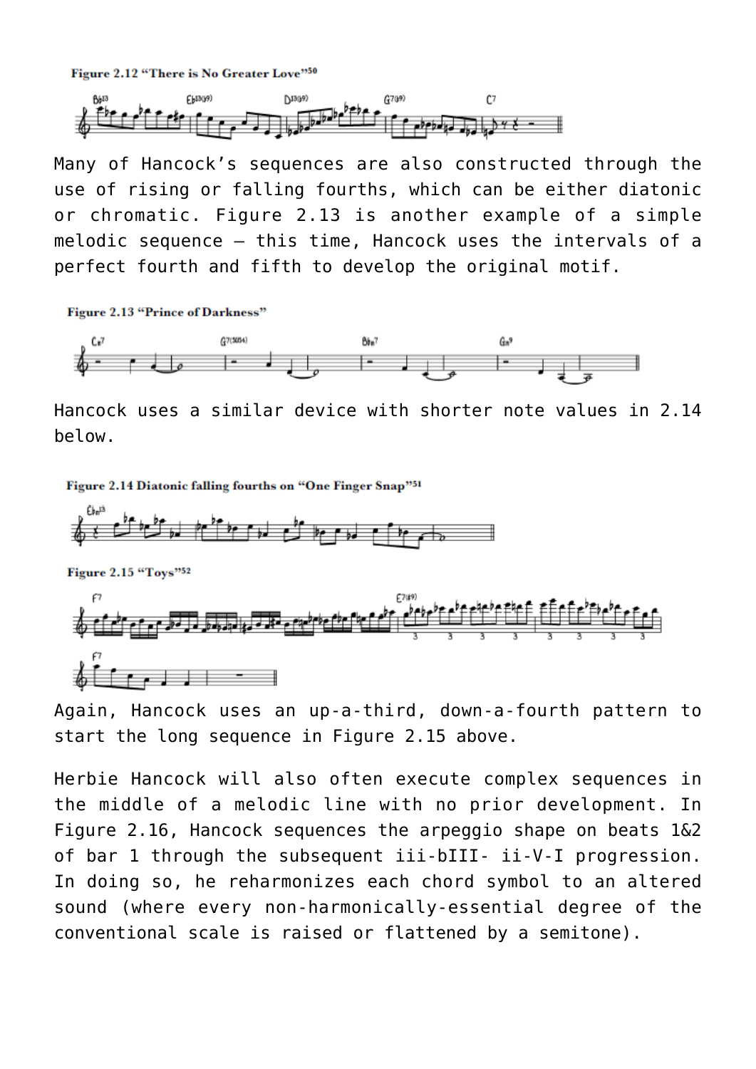**Figure 2.12 "There is No Greater Love"**[50]

Many of Hancock's sequences are also constructed through the use of rising or falling fourths, which can be either diatonic or chromatic. Figure 2.13 is another example of a simple melodic sequence – this time, Hancock uses the intervals of a perfect fourth and fifth to develop the original motif.

**Figure 2.13 "Prince of Darkness"**

Hancock uses a similar device with shorter note values in 2.14 below.

**Figure 2.14 Diatonic falling fourths on "One Finger Snap"**[51]

**Figure 2.15 "Toys"**[52]

Again, Hancock uses an up-a-third, down-a-fourth pattern to start the long sequence in Figure 2.15 above.

Herbie Hancock will also often execute complex sequences in the middle of a melodic line with no prior development. In Figure 2.16, Hancock sequences the arpeggio shape on beats 1&2 of bar 1 through the subsequent iii-bIII- ii-V-I progression. In doing so, he reharmonizes each chord symbol to an altered sound (where every non-harmonically-essential degree of the conventional scale is raised or flattened by a semitone).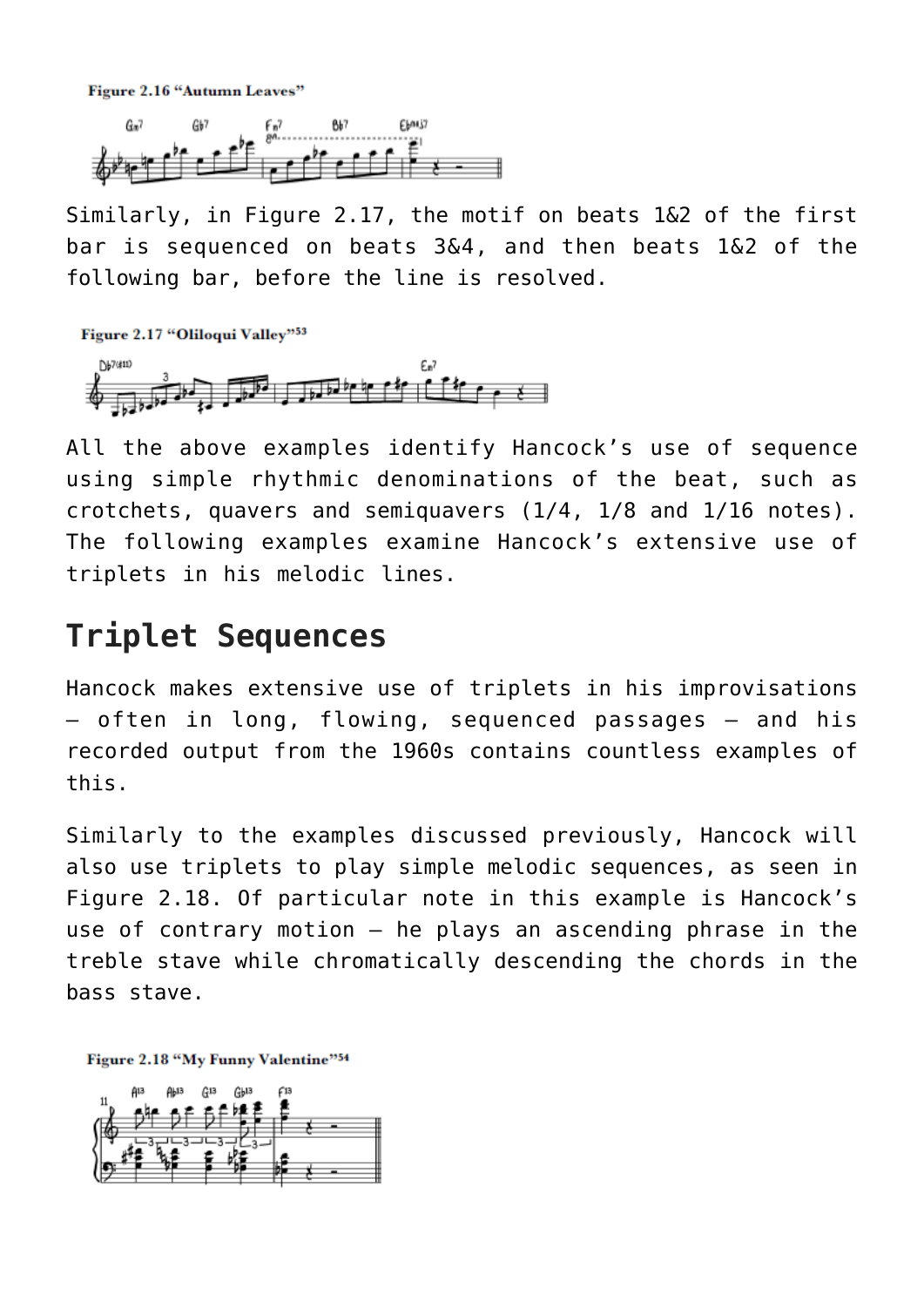Figure 2.16 "Autumn Leaves"

Similarly, in Figure 2.17, the motif on beats 1&2 of the first bar is sequenced on beats 3&4, and then beats 1&2 of the following bar, before the line is resolved.

Figure 2.17 "Oliloqui Valley"[53]

All the above examples identify Hancock's use of sequence using simple rhythmic denominations of the beat, such as crotchets, quavers and semiquavers (1/4, 1/8 and 1/16 notes). The following examples examine Hancock's extensive use of triplets in his melodic lines.

## Triplet Sequences

Hancock makes extensive use of triplets in his improvisations – often in long, flowing, sequenced passages – and his recorded output from the 1960s contains countless examples of this.

Similarly to the examples discussed previously, Hancock will also use triplets to play simple melodic sequences, as seen in Figure 2.18. Of particular note in this example is Hancock's use of contrary motion – he plays an ascending phrase in the treble stave while chromatically descending the chords in the bass stave.

Figure 2.18 "My Funny Valentine"[54]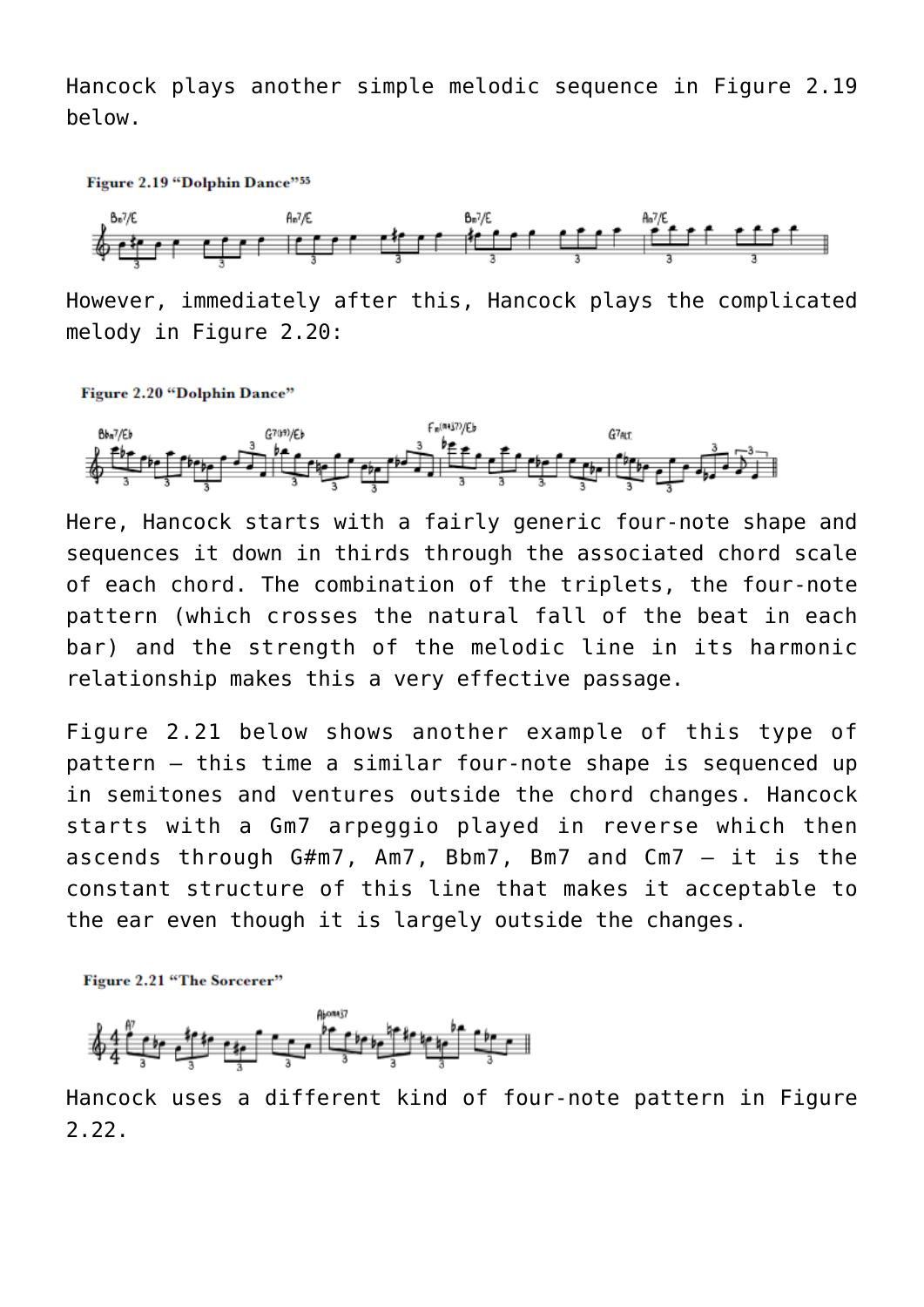Hancock plays another simple melodic sequence in Figure 2.19 below.

**Figure 2.19 "Dolphin Dance"**[55]

However, immediately after this, Hancock plays the complicated melody in Figure 2.20:

**Figure 2.20 "Dolphin Dance"**

Here, Hancock starts with a fairly generic four-note shape and sequences it down in thirds through the associated chord scale of each chord. The combination of the triplets, the four-note pattern (which crosses the natural fall of the beat in each bar) and the strength of the melodic line in its harmonic relationship makes this a very effective passage.

Figure 2.21 below shows another example of this type of pattern – this time a similar four-note shape is sequenced up in semitones and ventures outside the chord changes. Hancock starts with a Gm7 arpeggio played in reverse which then ascends through G#m7, Am7, Bbm7, Bm7 and Cm7 – it is the constant structure of this line that makes it acceptable to the ear even though it is largely outside the changes.

**Figure 2.21 "The Sorcerer"**

Hancock uses a different kind of four-note pattern in Figure 2.22.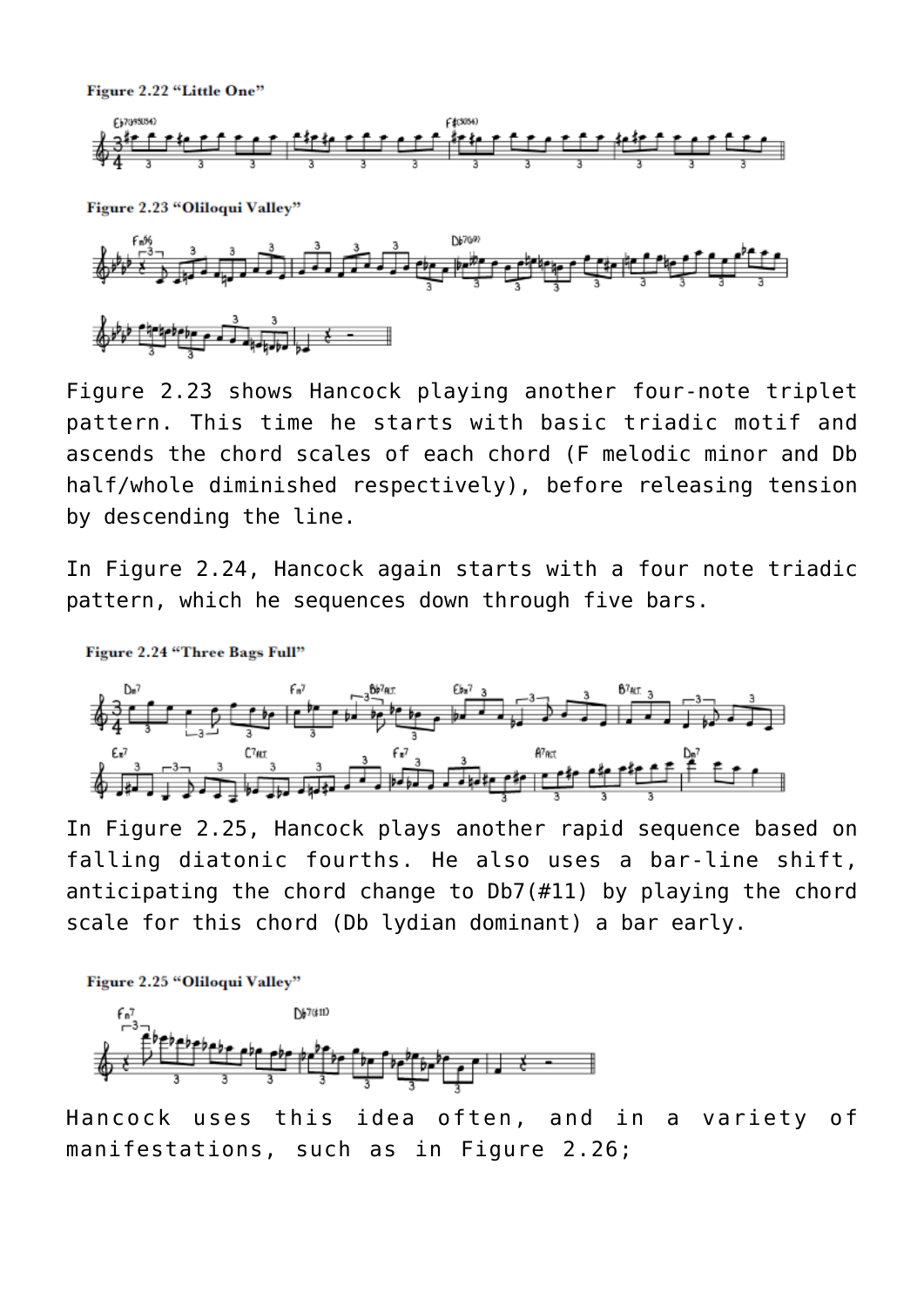**Figure 2.22 "Little One"**

**Figure 2.23 "Oliloqui Valley"**

Figure 2.23 shows Hancock playing another four-note triplet pattern. This time he starts with basic triadic motif and ascends the chord scales of each chord (F melodic minor and Db half/whole diminished respectively), before releasing tension by descending the line.

In Figure 2.24, Hancock again starts with a four note triadic pattern, which he sequences down through five bars.

**Figure 2.24 "Three Bags Full"**

In Figure 2.25, Hancock plays another rapid sequence based on falling diatonic fourths. He also uses a bar-line shift, anticipating the chord change to Db7(#11) by playing the chord scale for this chord (Db lydian dominant) a bar early.

**Figure 2.25 "Oliloqui Valley"**

Hancock uses this idea often, and in a variety of manifestations, such as in Figure 2.26;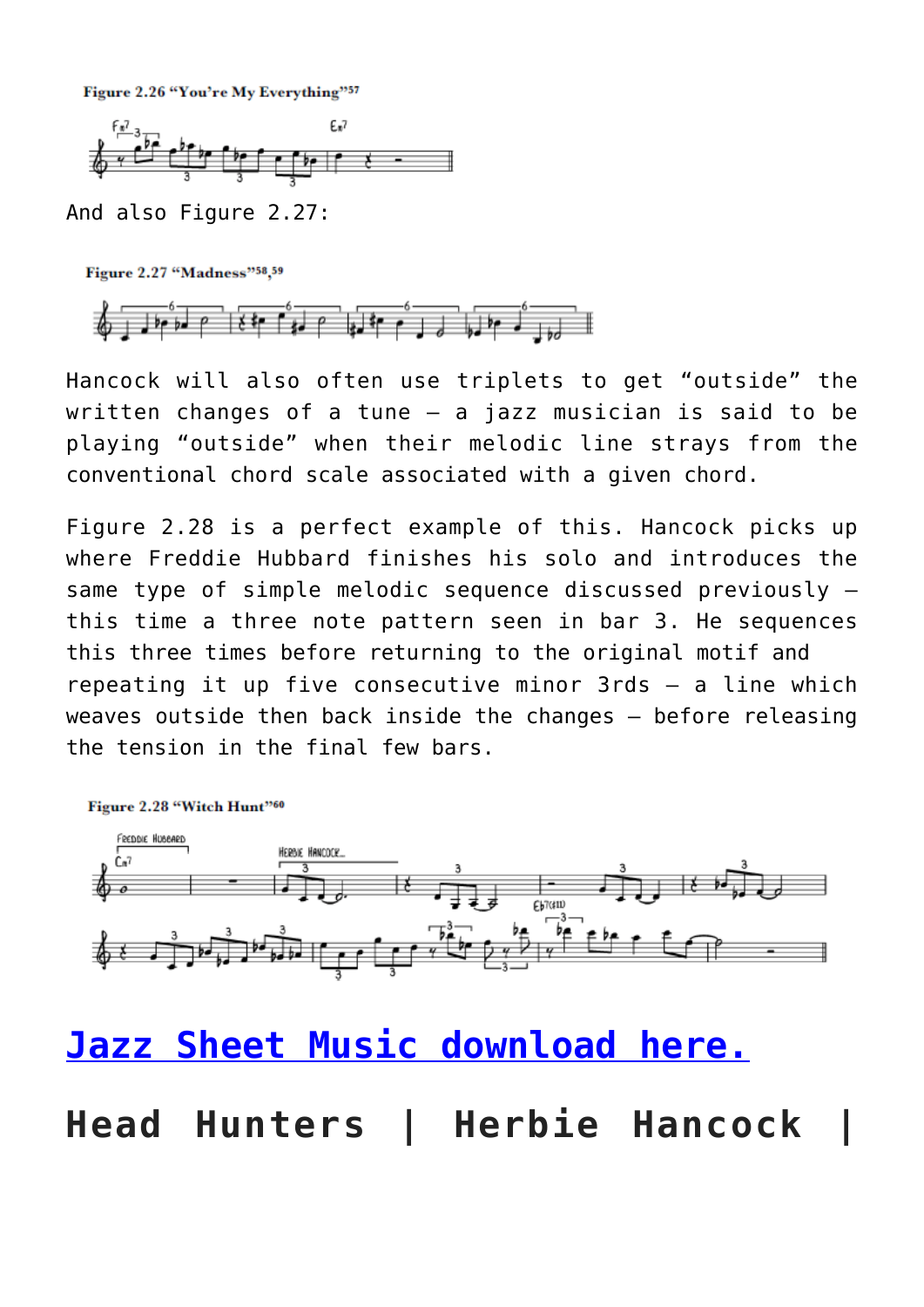**Figure 2.26 "You're My Everything"[57]**

And also Figure 2.27:

**Figure 2.27 "Madness"[58,59]**

Hancock will also often use triplets to get "outside" the written changes of a tune – a jazz musician is said to be playing "outside" when their melodic line strays from the conventional chord scale associated with a given chord.

Figure 2.28 is a perfect example of this. Hancock picks up where Freddie Hubbard finishes his solo and introduces the same type of simple melodic sequence discussed previously – this time a three note pattern seen in bar 3. He sequences this three times before returning to the original motif and repeating it up five consecutive minor 3rds – a line which weaves outside then back inside the changes – before releasing the tension in the final few bars.

**Figure 2.28 "Witch Hunt"[60]**

## [Jazz Sheet Music download here.]

# Head Hunters | Herbie Hancock |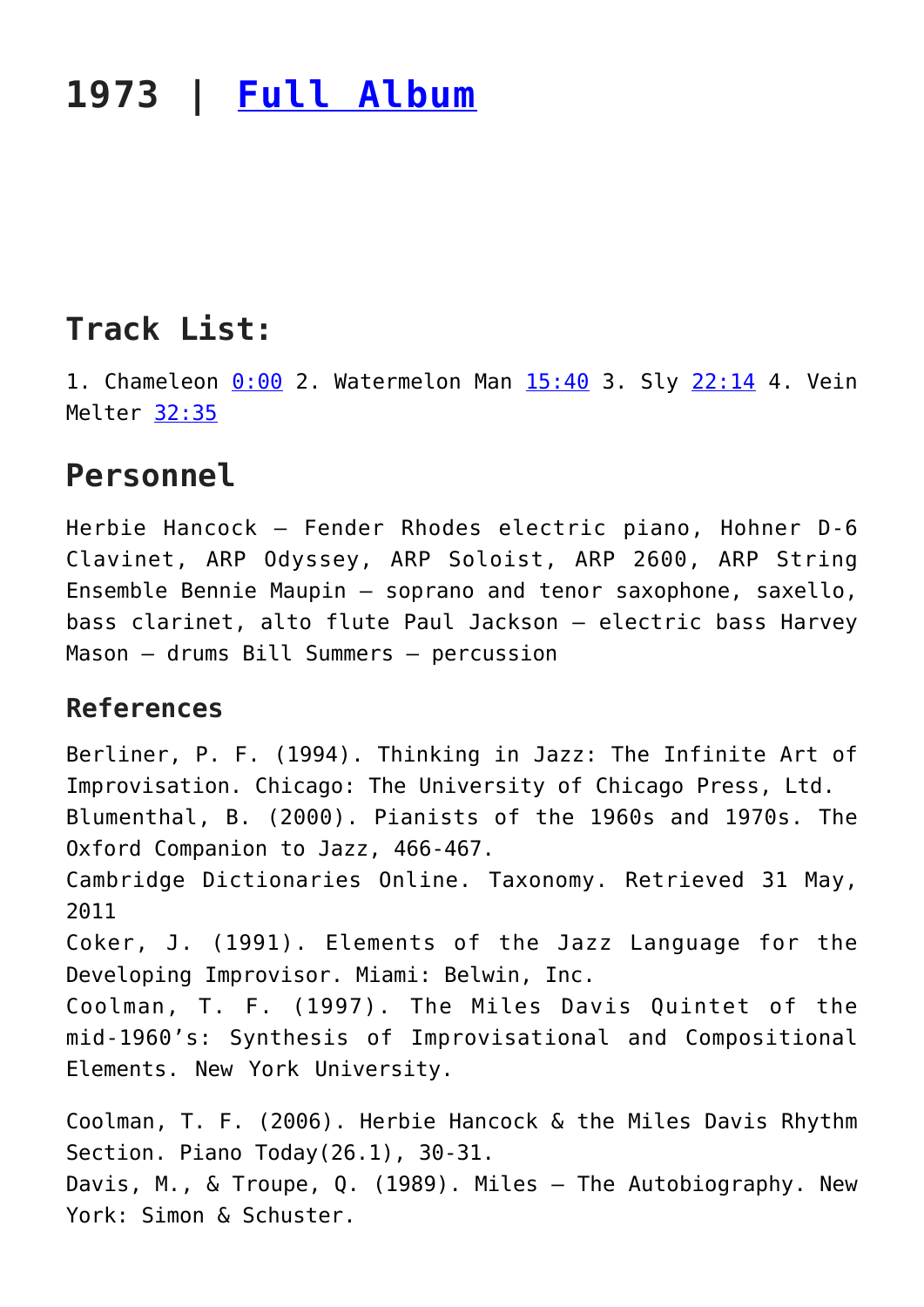# 1973 | [Full Album]

## Track List:

1. Chameleon [0:00] 2. Watermelon Man [15:40] 3. Sly [22:14] 4. Vein Melter [32:35]

## Personnel

Herbie Hancock – Fender Rhodes electric piano, Hohner D-6 Clavinet, ARP Odyssey, ARP Soloist, ARP 2600, ARP String Ensemble Bennie Maupin – soprano and tenor saxophone, saxello, bass clarinet, alto flute Paul Jackson – electric bass Harvey Mason – drums Bill Summers – percussion

### References

Berliner, P. F. (1994). Thinking in Jazz: The Infinite Art of Improvisation. Chicago: The University of Chicago Press, Ltd.
Blumenthal, B. (2000). Pianists of the 1960s and 1970s. The Oxford Companion to Jazz, 466-467.
Cambridge Dictionaries Online. Taxonomy. Retrieved 31 May, 2011
Coker, J. (1991). Elements of the Jazz Language for the Developing Improvisor. Miami: Belwin, Inc.
Coolman, T. F. (1997). The Miles Davis Quintet of the mid-1960's: Synthesis of Improvisational and Compositional Elements. New York University.

Coolman, T. F. (2006). Herbie Hancock & the Miles Davis Rhythm Section. Piano Today(26.1), 30-31.
Davis, M., & Troupe, Q. (1989). Miles – The Autobiography. New York: Simon & Schuster.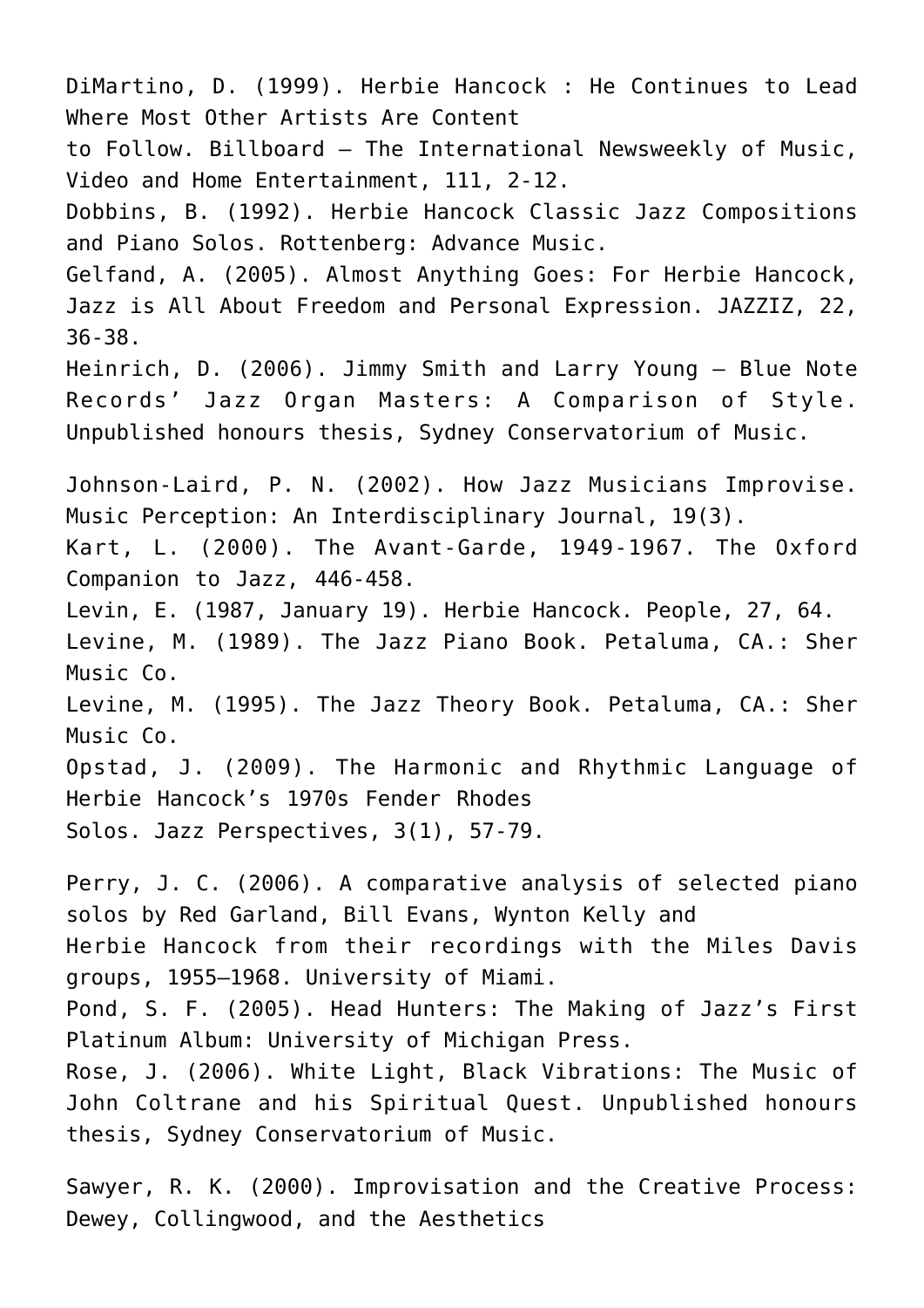DiMartino, D. (1999). Herbie Hancock : He Continues to Lead Where Most Other Artists Are Content to Follow. Billboard – The International Newsweekly of Music, Video and Home Entertainment, 111, 2-12.

Dobbins, B. (1992). Herbie Hancock Classic Jazz Compositions and Piano Solos. Rottenberg: Advance Music.

Gelfand, A. (2005). Almost Anything Goes: For Herbie Hancock, Jazz is All About Freedom and Personal Expression. JAZZIZ, 22, 36-38.

Heinrich, D. (2006). Jimmy Smith and Larry Young – Blue Note Records' Jazz Organ Masters: A Comparison of Style. Unpublished honours thesis, Sydney Conservatorium of Music.

Johnson-Laird, P. N. (2002). How Jazz Musicians Improvise. Music Perception: An Interdisciplinary Journal, 19(3).

Kart, L. (2000). The Avant-Garde, 1949-1967. The Oxford Companion to Jazz, 446-458.

Levin, E. (1987, January 19). Herbie Hancock. People, 27, 64.

Levine, M. (1989). The Jazz Piano Book. Petaluma, CA.: Sher Music Co.

Levine, M. (1995). The Jazz Theory Book. Petaluma, CA.: Sher Music Co.

Opstad, J. (2009). The Harmonic and Rhythmic Language of Herbie Hancock's 1970s Fender Rhodes Solos. Jazz Perspectives, 3(1), 57-79.

Perry, J. C. (2006). A comparative analysis of selected piano solos by Red Garland, Bill Evans, Wynton Kelly and Herbie Hancock from their recordings with the Miles Davis groups, 1955–1968. University of Miami.

Pond, S. F. (2005). Head Hunters: The Making of Jazz's First Platinum Album: University of Michigan Press.

Rose, J. (2006). White Light, Black Vibrations: The Music of John Coltrane and his Spiritual Quest. Unpublished honours thesis, Sydney Conservatorium of Music.

Sawyer, R. K. (2000). Improvisation and the Creative Process: Dewey, Collingwood, and the Aesthetics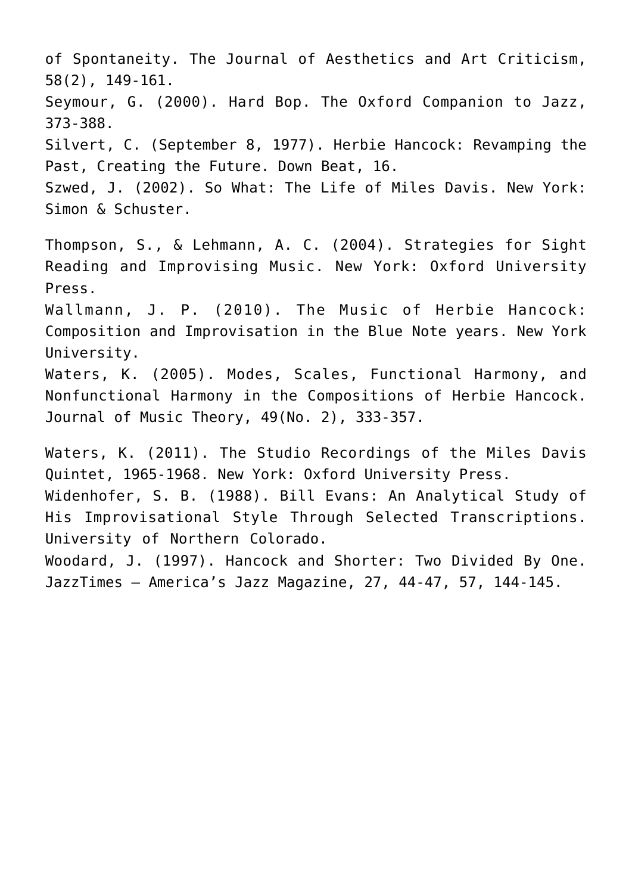of Spontaneity. The Journal of Aesthetics and Art Criticism, 58(2), 149-161.

Seymour, G. (2000). Hard Bop. The Oxford Companion to Jazz, 373-388.

Silvert, C. (September 8, 1977). Herbie Hancock: Revamping the Past, Creating the Future. Down Beat, 16.

Szwed, J. (2002). So What: The Life of Miles Davis. New York: Simon & Schuster.

Thompson, S., & Lehmann, A. C. (2004). Strategies for Sight Reading and Improvising Music. New York: Oxford University Press.

Wallmann, J. P. (2010). The Music of Herbie Hancock: Composition and Improvisation in the Blue Note years. New York University.

Waters, K. (2005). Modes, Scales, Functional Harmony, and Nonfunctional Harmony in the Compositions of Herbie Hancock. Journal of Music Theory, 49(No. 2), 333-357.

Waters, K. (2011). The Studio Recordings of the Miles Davis Quintet, 1965-1968. New York: Oxford University Press.

Widenhofer, S. B. (1988). Bill Evans: An Analytical Study of His Improvisational Style Through Selected Transcriptions. University of Northern Colorado.

Woodard, J. (1997). Hancock and Shorter: Two Divided By One. JazzTimes – America's Jazz Magazine, 27, 44-47, 57, 144-145.